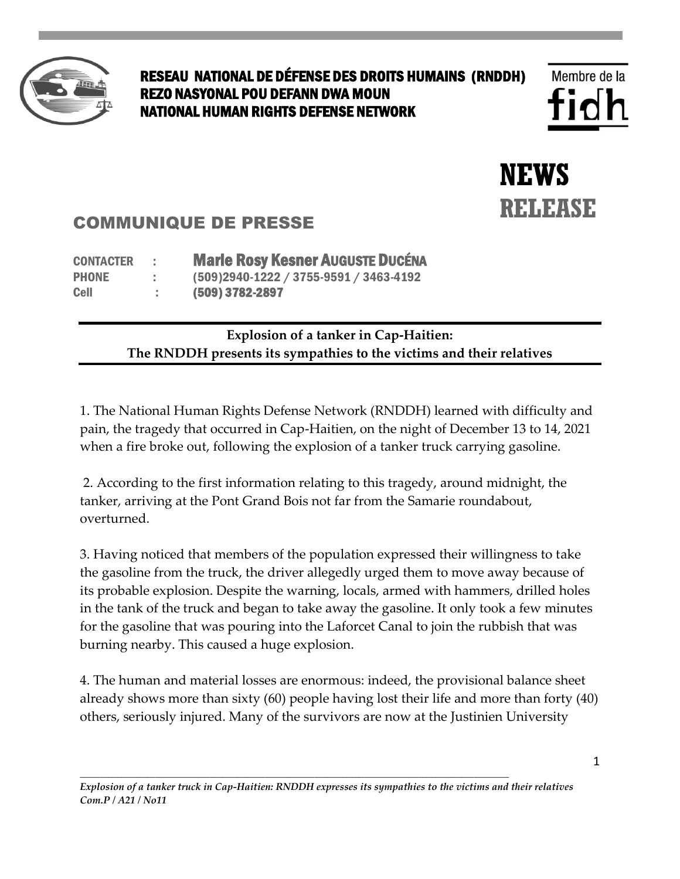**RESEAU NATIONAL DE DÉFENSE DES DROITS HUMAINS (RNDDH)**
**REZO NASYONAL POU DEFANN DWA MOUN**
**NATIONAL HUMAN RIGHTS DEFENSE NETWORK**

Membre de la fidh

# NEWS RELEASE

## COMMUNIQUE DE PRESSE

CONTACTER : **Marie Rosy Kesner AUGUSTE DUCÉNA**
PHONE : (509)2940-1222 / 3755-9591 / 3463-4192
Cell : (509) 3782-2897

---

**Explosion of a tanker in Cap-Haitien:**
**The RNDDH presents its sympathies to the victims and their relatives**

---

1. The National Human Rights Defense Network (RNDDH) learned with difficulty and pain, the tragedy that occurred in Cap-Haitien, on the night of December 13 to 14, 2021 when a fire broke out, following the explosion of a tanker truck carrying gasoline.

2. According to the first information relating to this tragedy, around midnight, the tanker, arriving at the Pont Grand Bois not far from the Samarie roundabout, overturned.

3. Having noticed that members of the population expressed their willingness to take the gasoline from the truck, the driver allegedly urged them to move away because of its probable explosion. Despite the warning, locals, armed with hammers, drilled holes in the tank of the truck and began to take away the gasoline. It only took a few minutes for the gasoline that was pouring into the Laforcet Canal to join the rubbish that was burning nearby. This caused a huge explosion.

4. The human and material losses are enormous: indeed, the provisional balance sheet already shows more than sixty (60) people having lost their life and more than forty (40) others, seriously injured. Many of the survivors are now at the Justinien University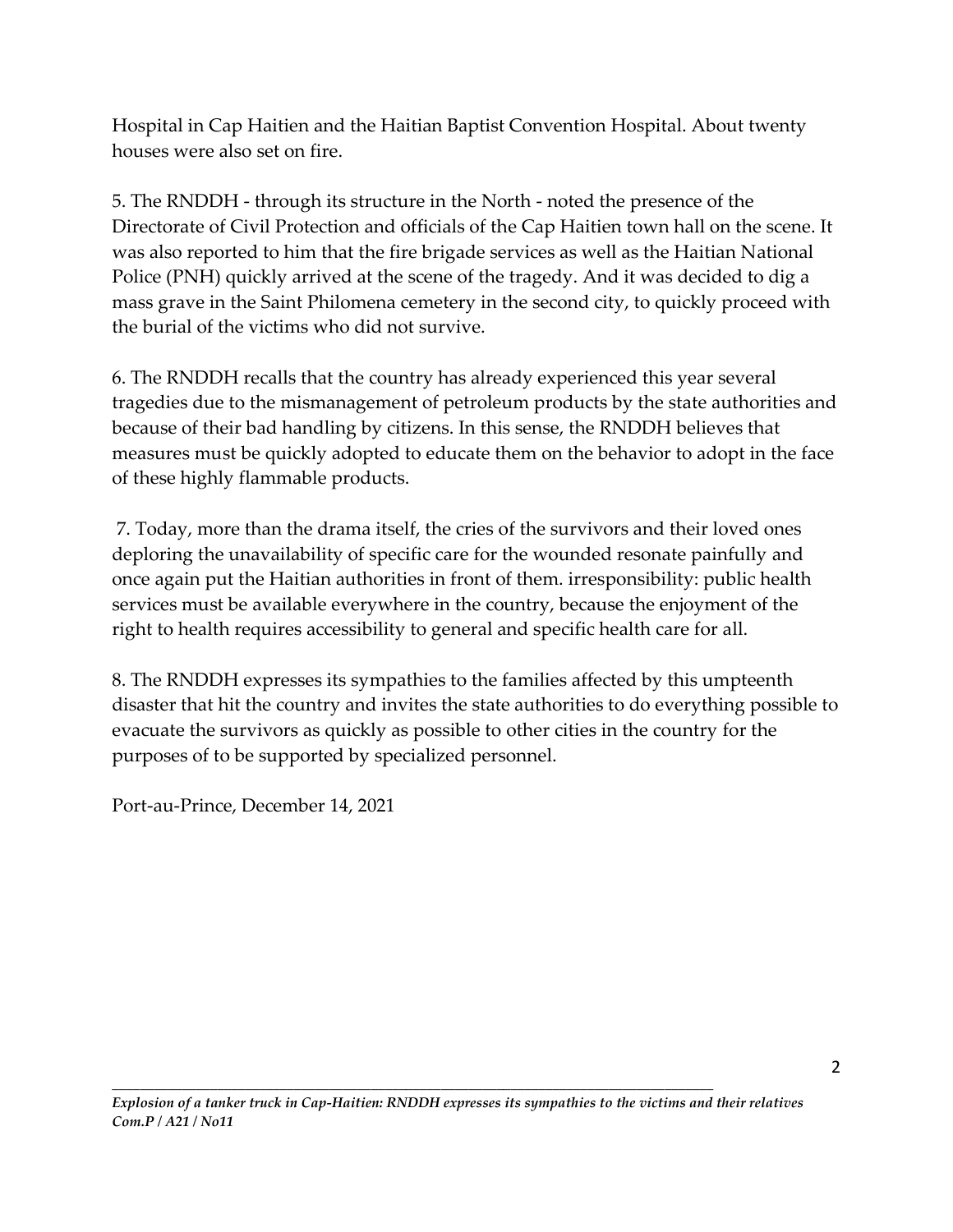Hospital in Cap Haitien and the Haitian Baptist Convention Hospital. About twenty houses were also set on fire.

5. The RNDDH - through its structure in the North - noted the presence of the Directorate of Civil Protection and officials of the Cap Haitien town hall on the scene. It was also reported to him that the fire brigade services as well as the Haitian National Police (PNH) quickly arrived at the scene of the tragedy. And it was decided to dig a mass grave in the Saint Philomena cemetery in the second city, to quickly proceed with the burial of the victims who did not survive.

6. The RNDDH recalls that the country has already experienced this year several tragedies due to the mismanagement of petroleum products by the state authorities and because of their bad handling by citizens. In this sense, the RNDDH believes that measures must be quickly adopted to educate them on the behavior to adopt in the face of these highly flammable products.

7. Today, more than the drama itself, the cries of the survivors and their loved ones deploring the unavailability of specific care for the wounded resonate painfully and once again put the Haitian authorities in front of them. irresponsibility: public health services must be available everywhere in the country, because the enjoyment of the right to health requires accessibility to general and specific health care for all.

8. The RNDDH expresses its sympathies to the families affected by this umpteenth disaster that hit the country and invites the state authorities to do everything possible to evacuate the survivors as quickly as possible to other cities in the country for the purposes of to be supported by specialized personnel.

Port-au-Prince, December 14, 2021